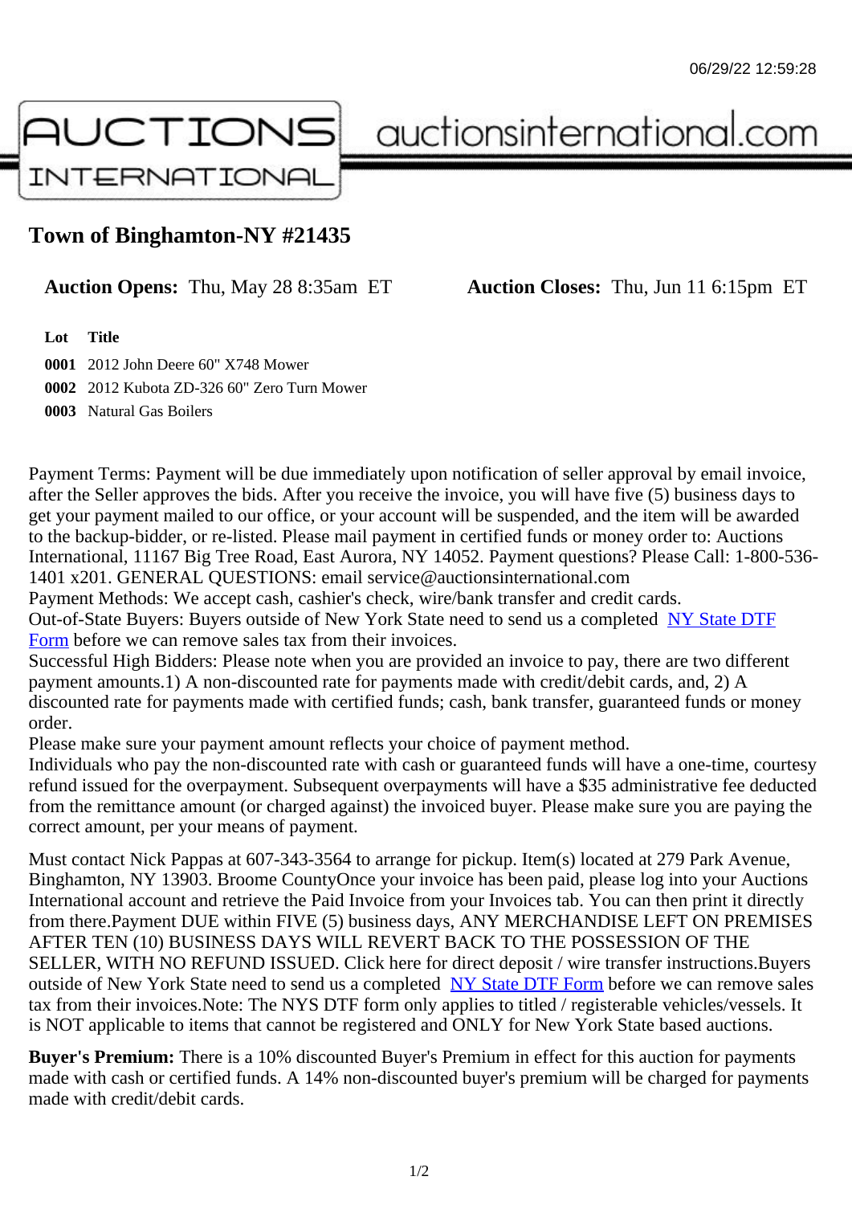06/29/22 12:59:28

# Town of Binghamton-NY #21435

**Auction Opens:** Thu, May 28 8:35am ET **Auction Closes:** Thu, Jun 11 6:15pm ET

| Lot | Title |
|---|---|
| **0001** | 2012 John Deere 60" X748 Mower |
| **0002** | 2012 Kubota ZD-326 60" Zero Turn Mower |
| **0003** | Natural Gas Boilers |

Payment Terms: Payment will be due immediately upon notification of seller approval by email invoice, after the Seller approves the bids. After you receive the invoice, you will have five (5) business days to get your payment mailed to our office, or your account will be suspended, and the item will be awarded to the backup-bidder, or re-listed. Please mail payment in certified funds or money order to: Auctions International, 11167 Big Tree Road, East Aurora, NY 14052. Payment questions? Please Call: 1-800-536-1401 x201. GENERAL QUESTIONS: email service@auctionsinternational.com
Payment Methods: We accept cash, cashier's check, wire/bank transfer and credit cards.
Out-of-State Buyers: Buyers outside of New York State need to send us a completed NY State DTF Form before we can remove sales tax from their invoices.
Successful High Bidders: Please note when you are provided an invoice to pay, there are two different payment amounts.1) A non-discounted rate for payments made with credit/debit cards, and, 2) A discounted rate for payments made with certified funds; cash, bank transfer, guaranteed funds or money order.
Please make sure your payment amount reflects your choice of payment method.
Individuals who pay the non-discounted rate with cash or guaranteed funds will have a one-time, courtesy refund issued for the overpayment. Subsequent overpayments will have a $35 administrative fee deducted from the remittance amount (or charged against) the invoiced buyer. Please make sure you are paying the correct amount, per your means of payment.

Must contact Nick Pappas at 607-343-3564 to arrange for pickup. Item(s) located at 279 Park Avenue, Binghamton, NY 13903. Broome CountyOnce your invoice has been paid, please log into your Auctions International account and retrieve the Paid Invoice from your Invoices tab. You can then print it directly from there.Payment DUE within FIVE (5) business days, ANY MERCHANDISE LEFT ON PREMISES AFTER TEN (10) BUSINESS DAYS WILL REVERT BACK TO THE POSSESSION OF THE SELLER, WITH NO REFUND ISSUED. Click here for direct deposit / wire transfer instructions.Buyers outside of New York State need to send us a completed NY State DTF Form before we can remove sales tax from their invoices.Note: The NYS DTF form only applies to titled / registerable vehicles/vessels. It is NOT applicable to items that cannot be registered and ONLY for New York State based auctions.

**Buyer's Premium:** There is a 10% discounted Buyer's Premium in effect for this auction for payments made with cash or certified funds. A 14% non-discounted buyer's premium will be charged for payments made with credit/debit cards.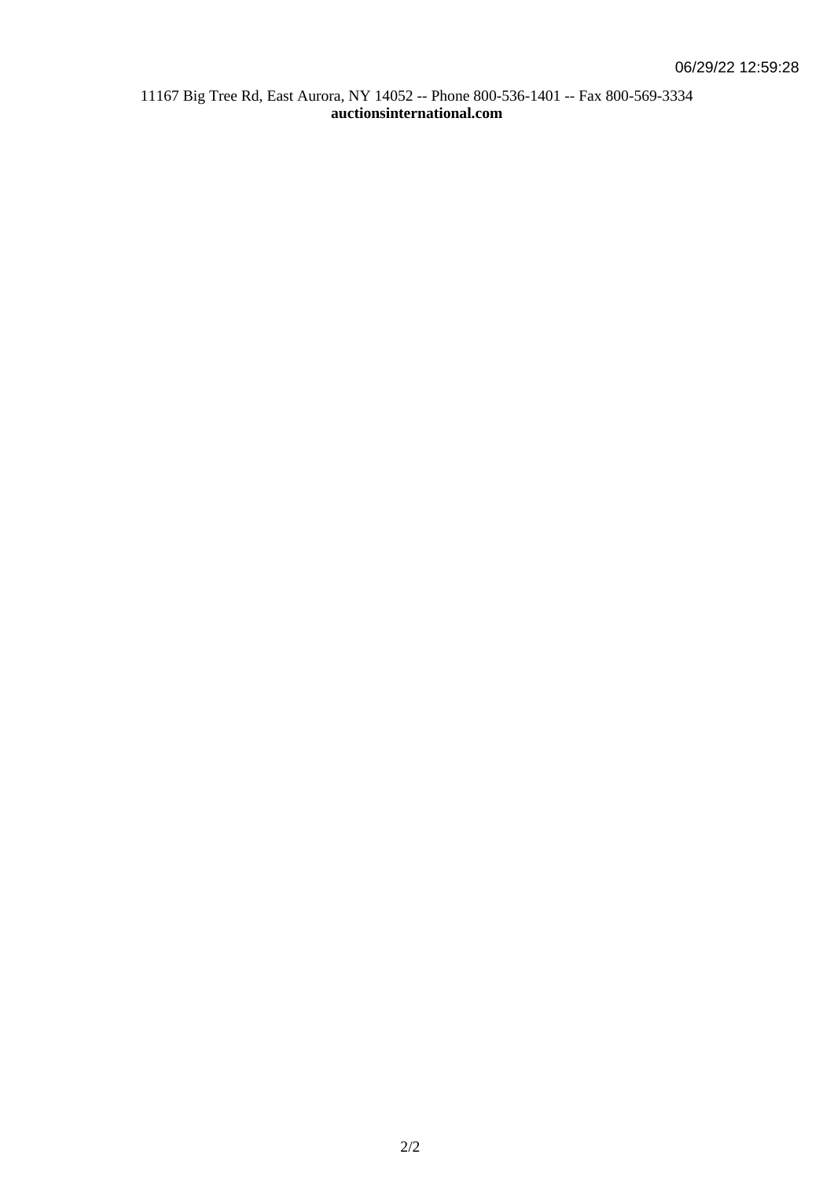11167 Big Tree Rd, East Aurora, NY 14052 -- Phone 800-536-1401 -- Fax 800-569-3334
**auctionsinternational.com**